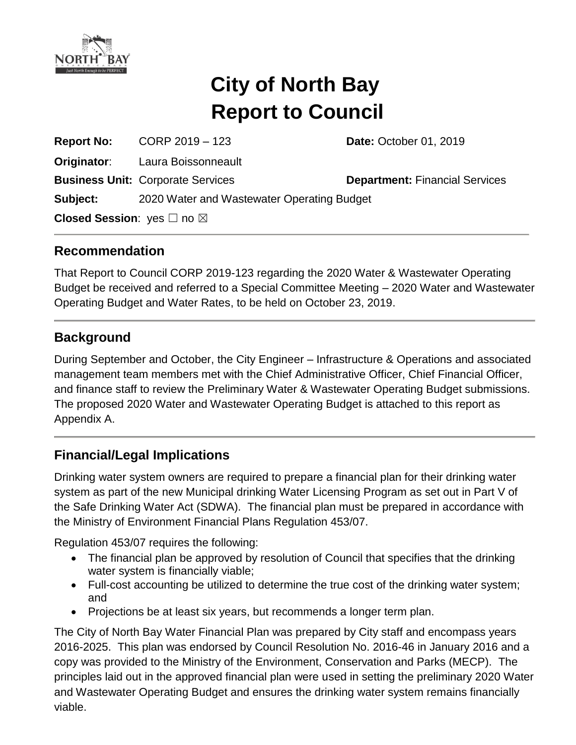# City of North Bay
# Report to Council

**Report No:** CORP 2019 – 123 **Date:** October 01, 2019

**Originator**: Laura Boissonneault

**Business Unit:** Corporate Services **Department:** Financial Services

**Subject:** 2020 Water and Wastewater Operating Budget

**Closed Session**: yes ☐ no ☒

## Recommendation

That Report to Council CORP 2019-123 regarding the 2020 Water & Wastewater Operating Budget be received and referred to a Special Committee Meeting – 2020 Water and Wastewater Operating Budget and Water Rates, to be held on October 23, 2019.

## Background

During September and October, the City Engineer – Infrastructure & Operations and associated management team members met with the Chief Administrative Officer, Chief Financial Officer, and finance staff to review the Preliminary Water & Wastewater Operating Budget submissions. The proposed 2020 Water and Wastewater Operating Budget is attached to this report as Appendix A.

## Financial/Legal Implications

Drinking water system owners are required to prepare a financial plan for their drinking water system as part of the new Municipal drinking Water Licensing Program as set out in Part V of the Safe Drinking Water Act (SDWA). The financial plan must be prepared in accordance with the Ministry of Environment Financial Plans Regulation 453/07.

Regulation 453/07 requires the following:

- The financial plan be approved by resolution of Council that specifies that the drinking water system is financially viable;
- Full-cost accounting be utilized to determine the true cost of the drinking water system; and
- Projections be at least six years, but recommends a longer term plan.

The City of North Bay Water Financial Plan was prepared by City staff and encompass years 2016-2025. This plan was endorsed by Council Resolution No. 2016-46 in January 2016 and a copy was provided to the Ministry of the Environment, Conservation and Parks (MECP). The principles laid out in the approved financial plan were used in setting the preliminary 2020 Water and Wastewater Operating Budget and ensures the drinking water system remains financially viable.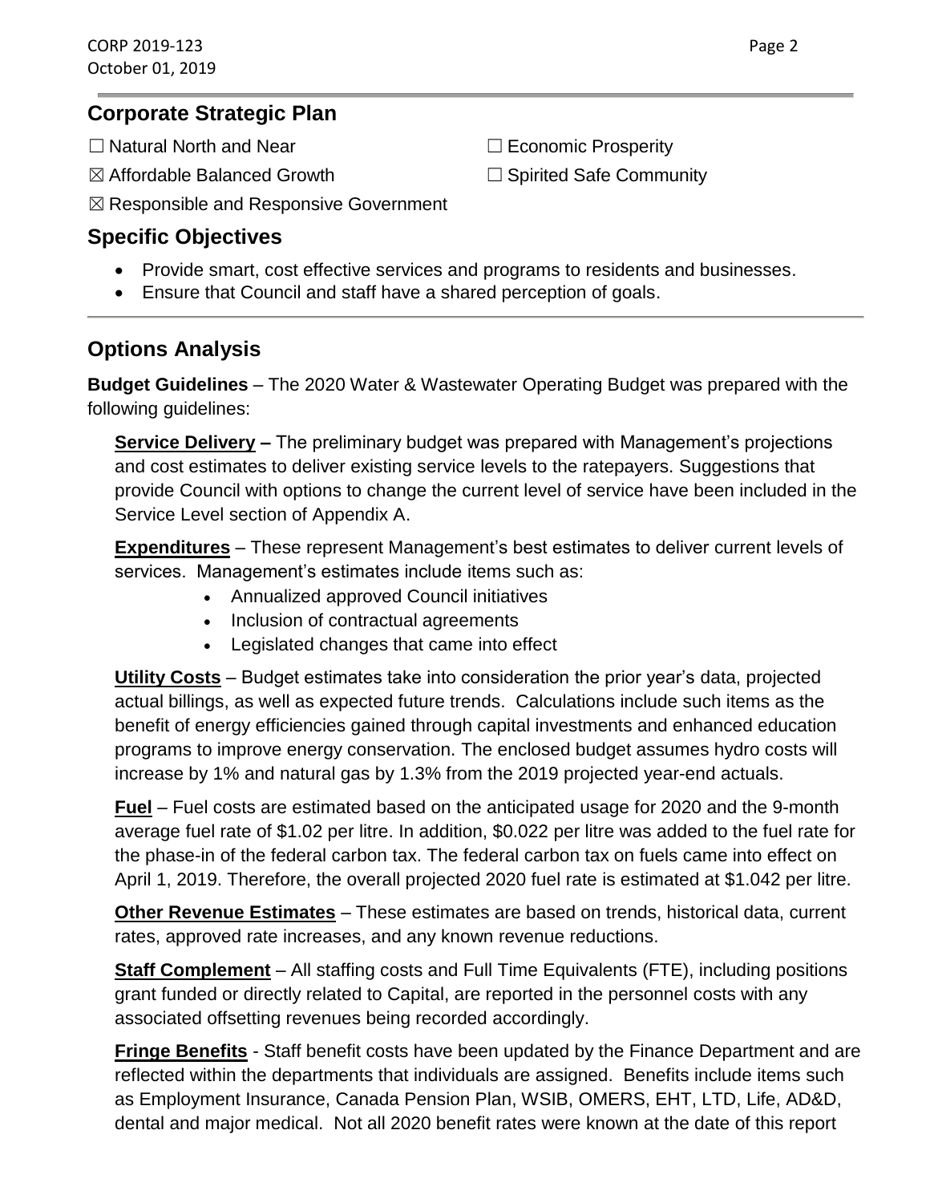## Corporate Strategic Plan

☐ Natural North and Near

☒ Affordable Balanced Growth

☒ Responsible and Responsive Government

☐ Economic Prosperity

☐ Spirited Safe Community

## Specific Objectives

- Provide smart, cost effective services and programs to residents and businesses.
- Ensure that Council and staff have a shared perception of goals.

## Options Analysis

**Budget Guidelines** – The 2020 Water & Wastewater Operating Budget was prepared with the following guidelines:

**Service Delivery –** The preliminary budget was prepared with Management's projections and cost estimates to deliver existing service levels to the ratepayers. Suggestions that provide Council with options to change the current level of service have been included in the Service Level section of Appendix A.

**Expenditures** – These represent Management's best estimates to deliver current levels of services. Management's estimates include items such as:

- Annualized approved Council initiatives
- Inclusion of contractual agreements
- Legislated changes that came into effect

**Utility Costs** – Budget estimates take into consideration the prior year's data, projected actual billings, as well as expected future trends. Calculations include such items as the benefit of energy efficiencies gained through capital investments and enhanced education programs to improve energy conservation. The enclosed budget assumes hydro costs will increase by 1% and natural gas by 1.3% from the 2019 projected year-end actuals.

**Fuel** – Fuel costs are estimated based on the anticipated usage for 2020 and the 9-month average fuel rate of $1.02 per litre. In addition, $0.022 per litre was added to the fuel rate for the phase-in of the federal carbon tax. The federal carbon tax on fuels came into effect on April 1, 2019. Therefore, the overall projected 2020 fuel rate is estimated at $1.042 per litre.

**Other Revenue Estimates** – These estimates are based on trends, historical data, current rates, approved rate increases, and any known revenue reductions.

**Staff Complement** – All staffing costs and Full Time Equivalents (FTE), including positions grant funded or directly related to Capital, are reported in the personnel costs with any associated offsetting revenues being recorded accordingly.

**Fringe Benefits** - Staff benefit costs have been updated by the Finance Department and are reflected within the departments that individuals are assigned. Benefits include items such as Employment Insurance, Canada Pension Plan, WSIB, OMERS, EHT, LTD, Life, AD&D, dental and major medical. Not all 2020 benefit rates were known at the date of this report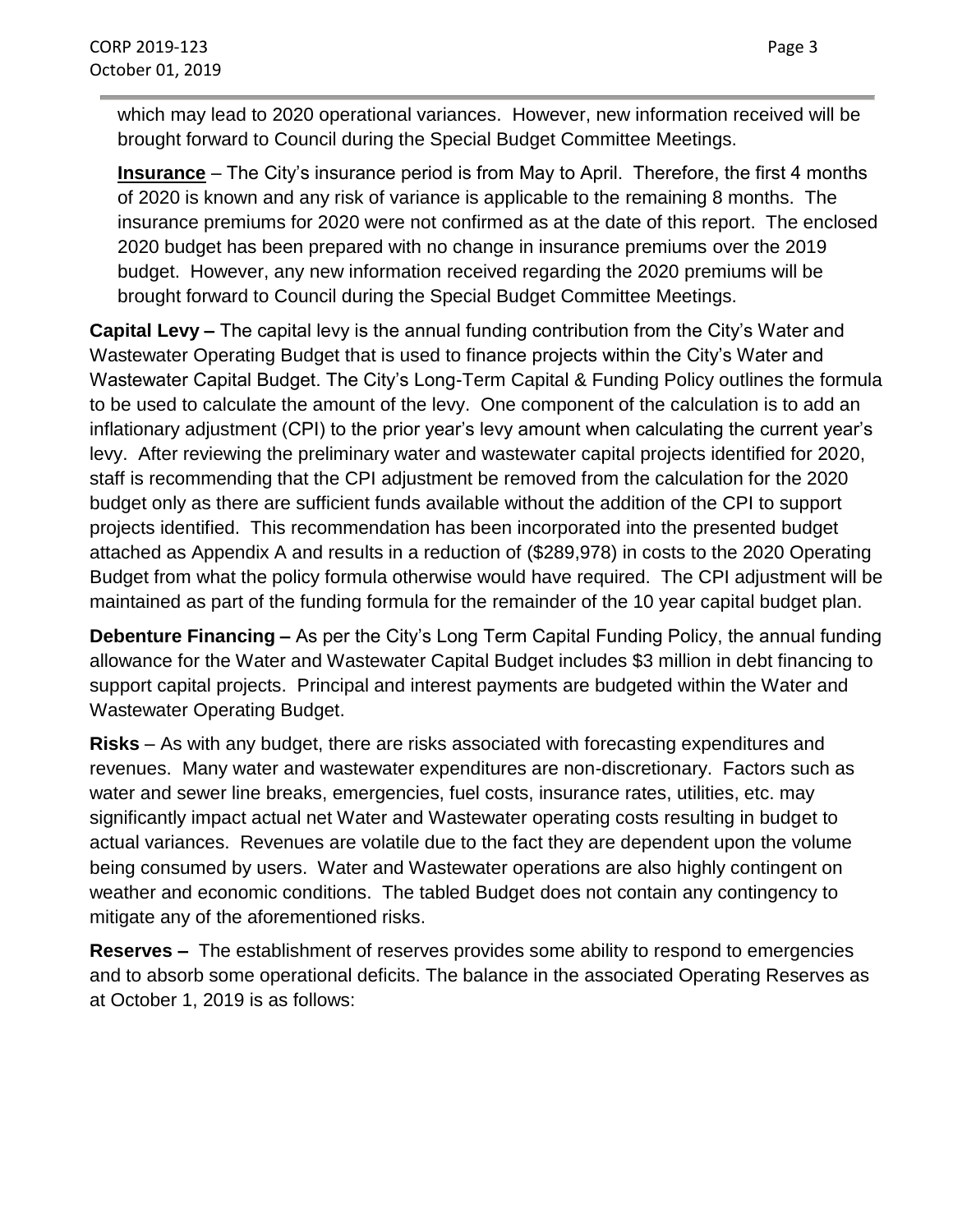which may lead to 2020 operational variances. However, new information received will be brought forward to Council during the Special Budget Committee Meetings.

**Insurance** – The City's insurance period is from May to April. Therefore, the first 4 months of 2020 is known and any risk of variance is applicable to the remaining 8 months. The insurance premiums for 2020 were not confirmed as at the date of this report. The enclosed 2020 budget has been prepared with no change in insurance premiums over the 2019 budget. However, any new information received regarding the 2020 premiums will be brought forward to Council during the Special Budget Committee Meetings.

**Capital Levy –** The capital levy is the annual funding contribution from the City's Water and Wastewater Operating Budget that is used to finance projects within the City's Water and Wastewater Capital Budget. The City's Long-Term Capital & Funding Policy outlines the formula to be used to calculate the amount of the levy. One component of the calculation is to add an inflationary adjustment (CPI) to the prior year's levy amount when calculating the current year's levy. After reviewing the preliminary water and wastewater capital projects identified for 2020, staff is recommending that the CPI adjustment be removed from the calculation for the 2020 budget only as there are sufficient funds available without the addition of the CPI to support projects identified. This recommendation has been incorporated into the presented budget attached as Appendix A and results in a reduction of ($289,978) in costs to the 2020 Operating Budget from what the policy formula otherwise would have required. The CPI adjustment will be maintained as part of the funding formula for the remainder of the 10 year capital budget plan.

**Debenture Financing –** As per the City's Long Term Capital Funding Policy, the annual funding allowance for the Water and Wastewater Capital Budget includes $3 million in debt financing to support capital projects. Principal and interest payments are budgeted within the Water and Wastewater Operating Budget.

**Risks** – As with any budget, there are risks associated with forecasting expenditures and revenues. Many water and wastewater expenditures are non-discretionary. Factors such as water and sewer line breaks, emergencies, fuel costs, insurance rates, utilities, etc. may significantly impact actual net Water and Wastewater operating costs resulting in budget to actual variances. Revenues are volatile due to the fact they are dependent upon the volume being consumed by users. Water and Wastewater operations are also highly contingent on weather and economic conditions. The tabled Budget does not contain any contingency to mitigate any of the aforementioned risks.

**Reserves –** The establishment of reserves provides some ability to respond to emergencies and to absorb some operational deficits. The balance in the associated Operating Reserves as at October 1, 2019 is as follows: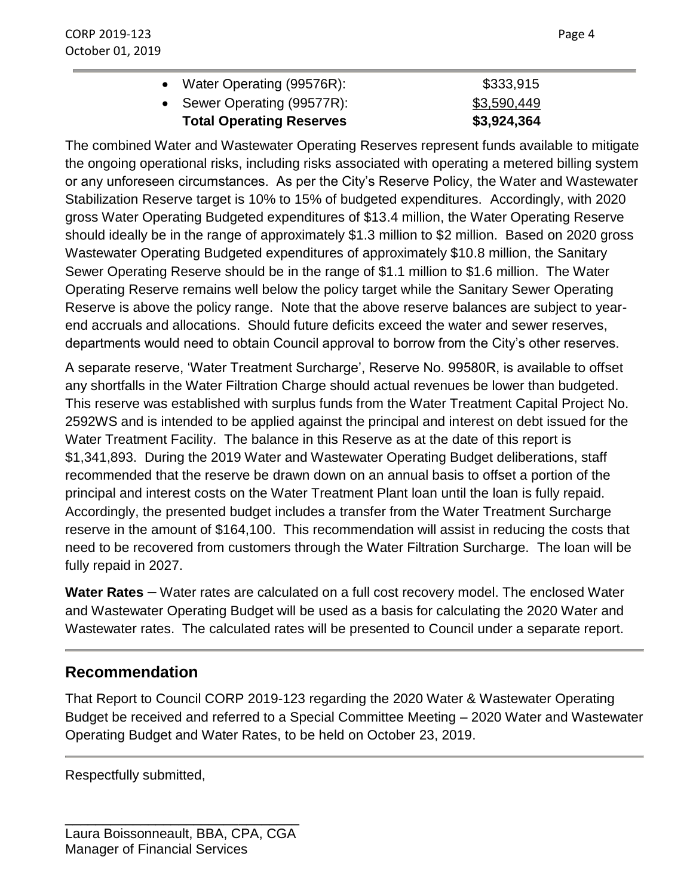- Water Operating (99576R): $333,915
- Sewer Operating (99577R): $3,590,449

**Total Operating Reserves** **$3,924,364**

The combined Water and Wastewater Operating Reserves represent funds available to mitigate the ongoing operational risks, including risks associated with operating a metered billing system or any unforeseen circumstances. As per the City's Reserve Policy, the Water and Wastewater Stabilization Reserve target is 10% to 15% of budgeted expenditures. Accordingly, with 2020 gross Water Operating Budgeted expenditures of $13.4 million, the Water Operating Reserve should ideally be in the range of approximately $1.3 million to $2 million. Based on 2020 gross Wastewater Operating Budgeted expenditures of approximately $10.8 million, the Sanitary Sewer Operating Reserve should be in the range of $1.1 million to $1.6 million. The Water Operating Reserve remains well below the policy target while the Sanitary Sewer Operating Reserve is above the policy range. Note that the above reserve balances are subject to year-end accruals and allocations. Should future deficits exceed the water and sewer reserves, departments would need to obtain Council approval to borrow from the City's other reserves.

A separate reserve, 'Water Treatment Surcharge', Reserve No. 99580R, is available to offset any shortfalls in the Water Filtration Charge should actual revenues be lower than budgeted. This reserve was established with surplus funds from the Water Treatment Capital Project No. 2592WS and is intended to be applied against the principal and interest on debt issued for the Water Treatment Facility. The balance in this Reserve as at the date of this report is $1,341,893. During the 2019 Water and Wastewater Operating Budget deliberations, staff recommended that the reserve be drawn down on an annual basis to offset a portion of the principal and interest costs on the Water Treatment Plant loan until the loan is fully repaid. Accordingly, the presented budget includes a transfer from the Water Treatment Surcharge reserve in the amount of $164,100. This recommendation will assist in reducing the costs that need to be recovered from customers through the Water Filtration Surcharge. The loan will be fully repaid in 2027.

**Water Rates** – Water rates are calculated on a full cost recovery model. The enclosed Water and Wastewater Operating Budget will be used as a basis for calculating the 2020 Water and Wastewater rates. The calculated rates will be presented to Council under a separate report.

## Recommendation

That Report to Council CORP 2019-123 regarding the 2020 Water & Wastewater Operating Budget be received and referred to a Special Committee Meeting – 2020 Water and Wastewater Operating Budget and Water Rates, to be held on October 23, 2019.

Respectfully submitted,

\_\_\_\_\_\_\_\_\_\_\_\_\_\_\_\_\_\_\_\_\_\_\_\_\_\_\_\_\_\_\_\_

Laura Boissonneault, BBA, CPA, CGA
Manager of Financial Services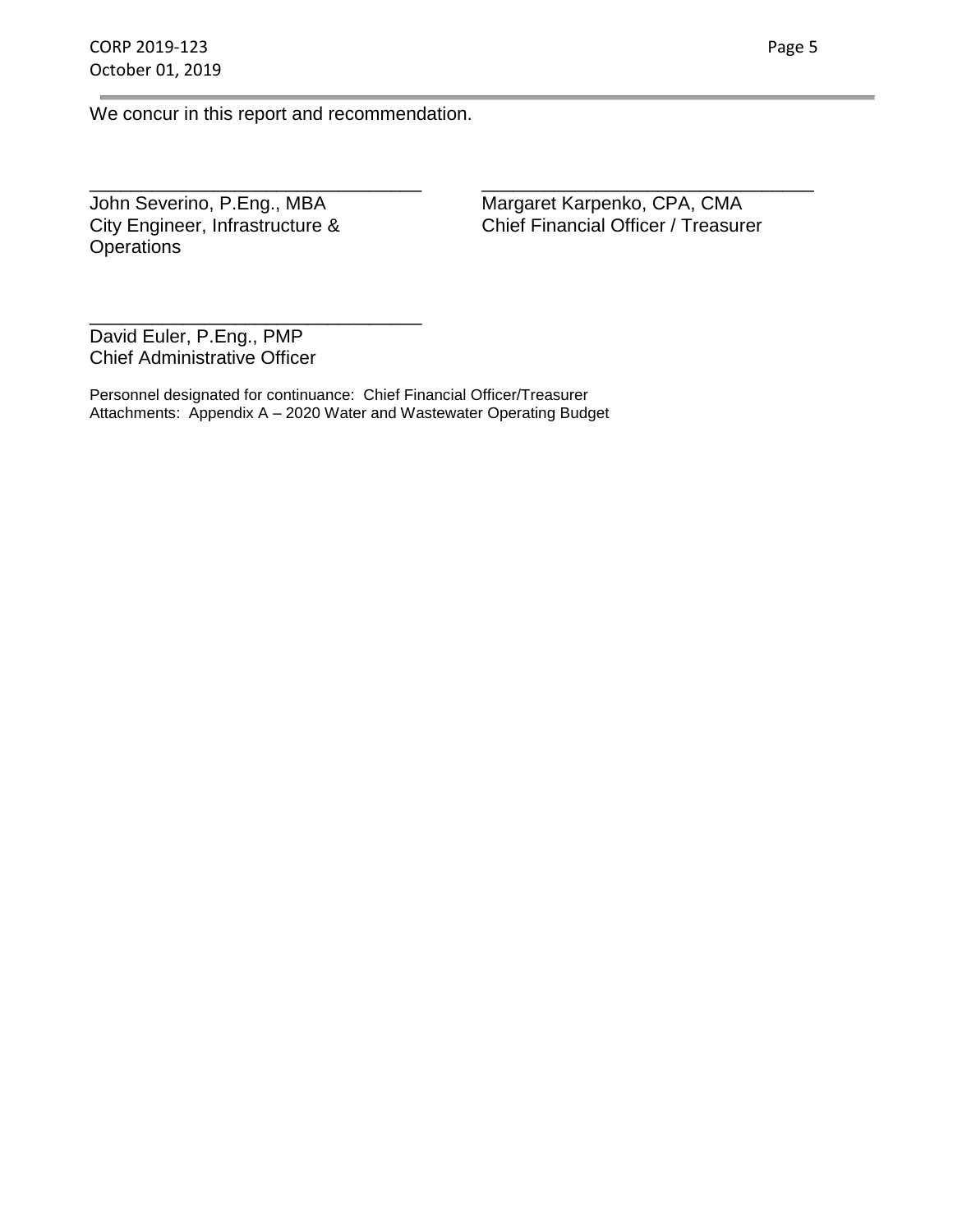We concur in this report and recommendation.

\_\_\_\_\_\_\_\_\_\_\_\_\_\_\_\_\_\_\_\_\_\_\_\_\_\_\_\_\_\_\_\_
John Severino, P.Eng., MBA
City Engineer, Infrastructure & Operations

\_\_\_\_\_\_\_\_\_\_\_\_\_\_\_\_\_\_\_\_\_\_\_\_\_\_\_\_\_\_\_\_
Margaret Karpenko, CPA, CMA
Chief Financial Officer / Treasurer

\_\_\_\_\_\_\_\_\_\_\_\_\_\_\_\_\_\_\_\_\_\_\_\_\_\_\_\_\_\_\_\_
David Euler, P.Eng., PMP
Chief Administrative Officer

Personnel designated for continuance: Chief Financial Officer/Treasurer
Attachments: Appendix A – 2020 Water and Wastewater Operating Budget